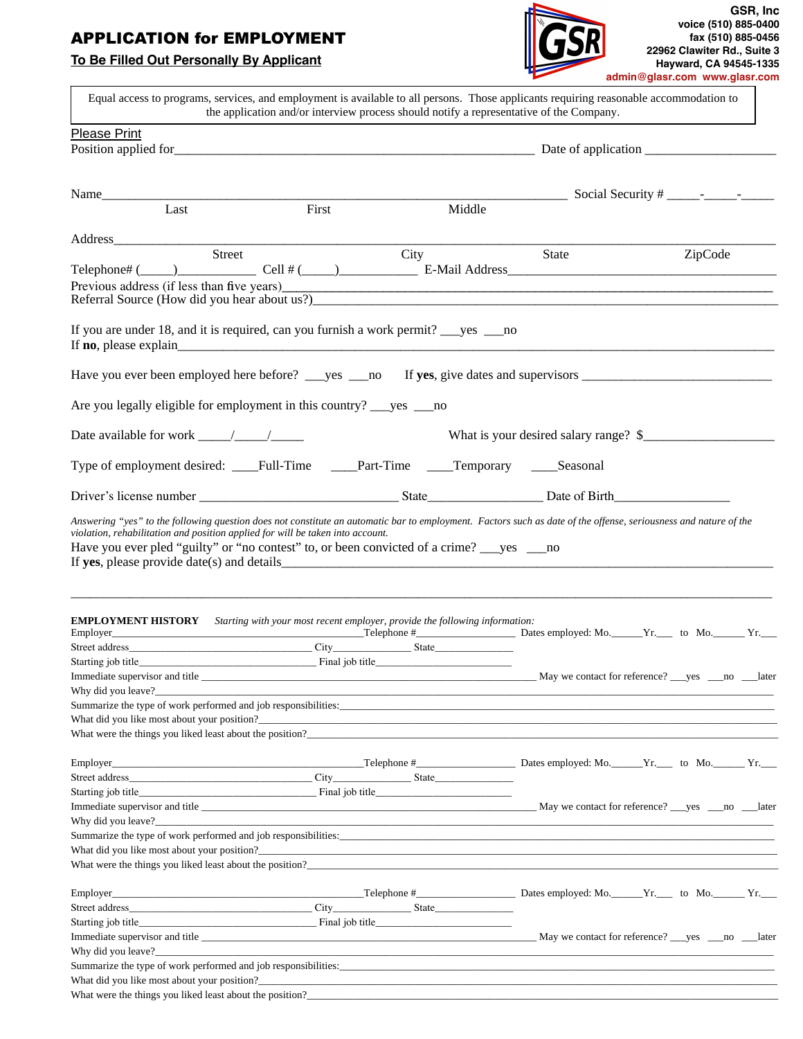GSR, Inc
voice (510) 885-0400
fax (510) 885-0456
22962 Clawiter Rd., Suite 3
Hayward, CA 94545-1335
admin@glasr.com www.glasr.com

# APPLICATION for EMPLOYMENT

**To Be Filled Out Personally By Applicant**

Equal access to programs, services, and employment is available to all persons. Those applicants requiring reasonable accommodation to the application and/or interview process should notify a representative of the Company.

Please Print

Position applied for_______________________________________________________ Date of application ___________________

Name_____________________________________________________________________ Social Security # _____-_____-_____
Last First Middle

Address______________________________________________________________________________________________
Street City State ZipCode

Telephone# (_____)___________ Cell # (_____)___________ E-Mail Address________________________________________

Previous address (if less than five years)________________________________________________________________________

Referral Source (How did you hear about us?)___________________________________________________________________

If you are under 18, and it is required, can you furnish a work permit? ___yes ___no

If **no**, please explain_____________________________________________________________________________________

Have you ever been employed here before? ___yes ___no If **yes**, give dates and supervisors ____________________________

Are you legally eligible for employment in this country? ___yes ___no

Date available for work _____/_____/_____ What is your desired salary range? $___________________

Type of employment desired: ____Full-Time ____Part-Time ____Temporary ____Seasonal

Driver's license number ______________________________ State_________________ Date of Birth_________________

*Answering "yes" to the following question does not constitute an automatic bar to employment. Factors such as date of the offense, seriousness and nature of the violation, rehabilitation and position applied for will be taken into account.*

Have you ever pled "guilty" or "no contest" to, or been convicted of a crime? ___yes ___no

If **yes**, please provide date(s) and details_____________________________________________________________________

_____________________________________________________________________________________________________

**EMPLOYMENT HISTORY** *Starting with your most recent employer, provide the following information:*

Employer______________________________________Telephone #_________________ Dates employed: Mo.______Yr.___ to Mo.______ Yr.___

Street address________________________________ City______________ State_______________

Starting job title________________________________ Final job title__________________________

Immediate supervisor and title _______________________________________________ May we contact for reference? ___yes ___no ___later

Why did you leave?__________________________________________________________________________________________

Summarize the type of work performed and job responsibilities:_____________________________________________________

What did you like most about your position?____________________________________________________________________

What were the things you liked least about the position?__________________________________________________________

Employer______________________________________Telephone #_________________ Dates employed: Mo.______Yr.___ to Mo.______ Yr.___

Street address________________________________ City______________ State_______________

Starting job title________________________________ Final job title__________________________

Immediate supervisor and title _______________________________________________ May we contact for reference? ___yes ___no ___later

Why did you leave?__________________________________________________________________________________________

Summarize the type of work performed and job responsibilities:_____________________________________________________

What did you like most about your position?____________________________________________________________________

What were the things you liked least about the position?__________________________________________________________

Employer______________________________________Telephone #_________________ Dates employed: Mo.______Yr.___ to Mo.______ Yr.___

Street address________________________________ City______________ State_______________

Starting job title________________________________ Final job title__________________________

Immediate supervisor and title _______________________________________________ May we contact for reference? ___yes ___no ___later

Why did you leave?__________________________________________________________________________________________

Summarize the type of work performed and job responsibilities:_____________________________________________________

What did you like most about your position?____________________________________________________________________

What were the things you liked least about the position?__________________________________________________________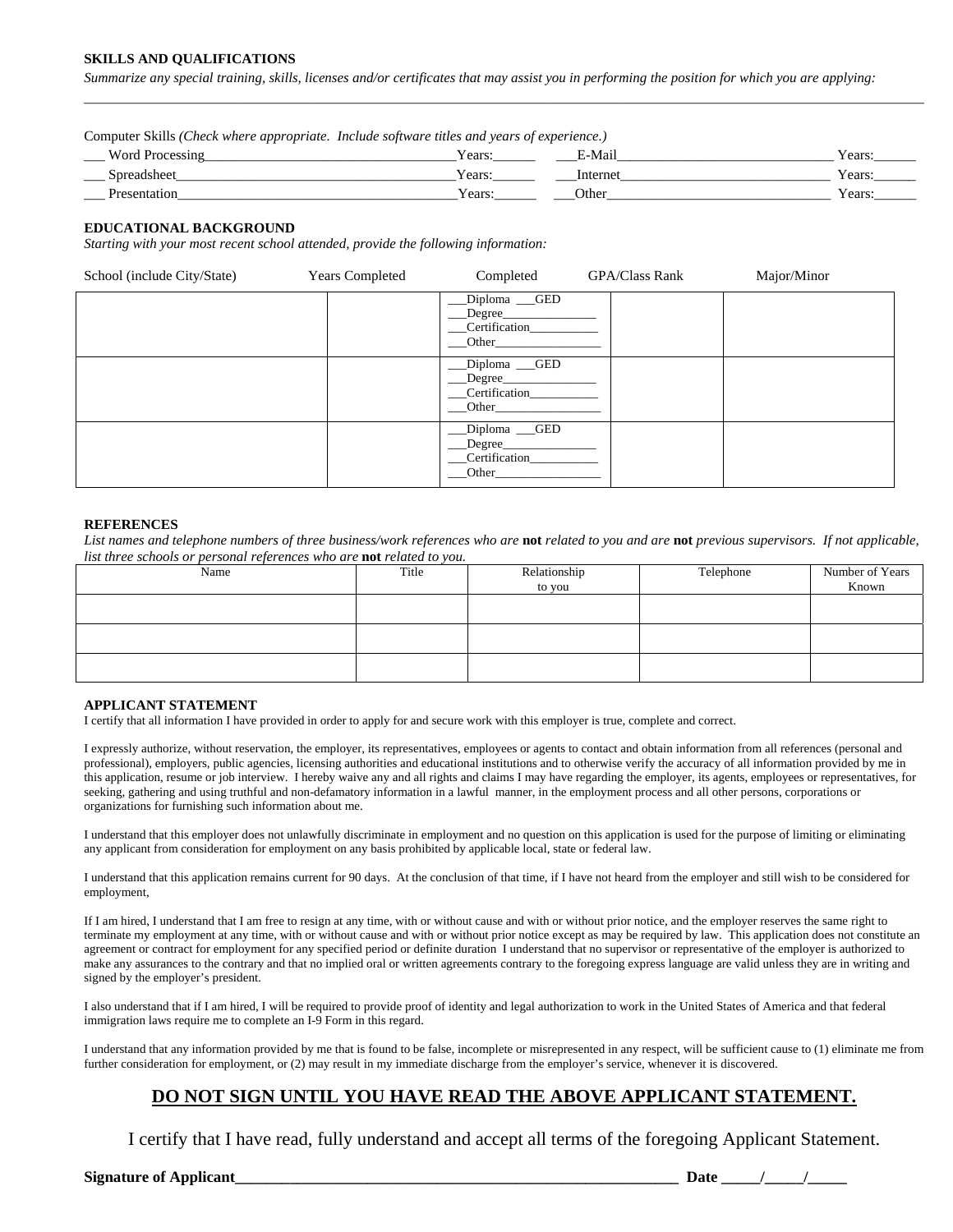**SKILLS AND QUALIFICATIONS**

*Summarize any special training, skills, licenses and/or certificates that may assist you in performing the position for which you are applying:*

_______________________________________________________________________________________________________________

Computer Skills *(Check where appropriate. Include software titles and years of experience.)*

___ Word Processing___________________________________Years:______ ___E-Mail_______________________________ Years:______

___ Spreadsheet_______________________________________Years:______ ___Internet______________________________ Years:______

___ Presentation_______________________________________Years:______ ___Other________________________________ Years:______

**EDUCATIONAL BACKGROUND**

*Starting with your most recent school attended, provide the following information:*

| School (include City/State) | Years Completed | Completed | GPA/Class Rank | Major/Minor |
|---|---|---|---|---|
| | | ___Diploma ___GED<br>___Degree_______________<br>___Certification___________<br>___Other_________________ | | |
| | | ___Diploma ___GED<br>___Degree_______________<br>___Certification___________<br>___Other_________________ | | |
| | | ___Diploma ___GED<br>___Degree_______________<br>___Certification___________<br>___Other_________________ | | |

**REFERENCES**

*List names and telephone numbers of three business/work references who are* **not** *related to you and are* **not** *previous supervisors. If not applicable, list three schools or personal references who are* **not** *related to you.*

| Name | Title | Relationship to you | Telephone | Number of Years Known |
|---|---|---|---|---|
| | | | | |
| | | | | |
| | | | | |

**APPLICANT STATEMENT**

I certify that all information I have provided in order to apply for and secure work with this employer is true, complete and correct.

I expressly authorize, without reservation, the employer, its representatives, employees or agents to contact and obtain information from all references (personal and professional), employers, public agencies, licensing authorities and educational institutions and to otherwise verify the accuracy of all information provided by me in this application, resume or job interview. I hereby waive any and all rights and claims I may have regarding the employer, its agents, employees or representatives, for seeking, gathering and using truthful and non-defamatory information in a lawful manner, in the employment process and all other persons, corporations or organizations for furnishing such information about me.

I understand that this employer does not unlawfully discriminate in employment and no question on this application is used for the purpose of limiting or eliminating any applicant from consideration for employment on any basis prohibited by applicable local, state or federal law.

I understand that this application remains current for 90 days. At the conclusion of that time, if I have not heard from the employer and still wish to be considered for employment,

If I am hired, I understand that I am free to resign at any time, with or without cause and with or without prior notice, and the employer reserves the same right to terminate my employment at any time, with or without cause and with or without prior notice except as may be required by law. This application does not constitute an agreement or contract for employment for any specified period or definite duration I understand that no supervisor or representative of the employer is authorized to make any assurances to the contrary and that no implied oral or written agreements contrary to the foregoing express language are valid unless they are in writing and signed by the employer's president.

I also understand that if I am hired, I will be required to provide proof of identity and legal authorization to work in the United States of America and that federal immigration laws require me to complete an I-9 Form in this regard.

I understand that any information provided by me that is found to be false, incomplete or misrepresented in any respect, will be sufficient cause to (1) eliminate me from further consideration for employment, or (2) may result in my immediate discharge from the employer's service, whenever it is discovered.

## DO NOT SIGN UNTIL YOU HAVE READ THE ABOVE APPLICANT STATEMENT.

I certify that I have read, fully understand and accept all terms of the foregoing Applicant Statement.

**Signature of Applicant___________________________________________________________ Date _____/_____/_____**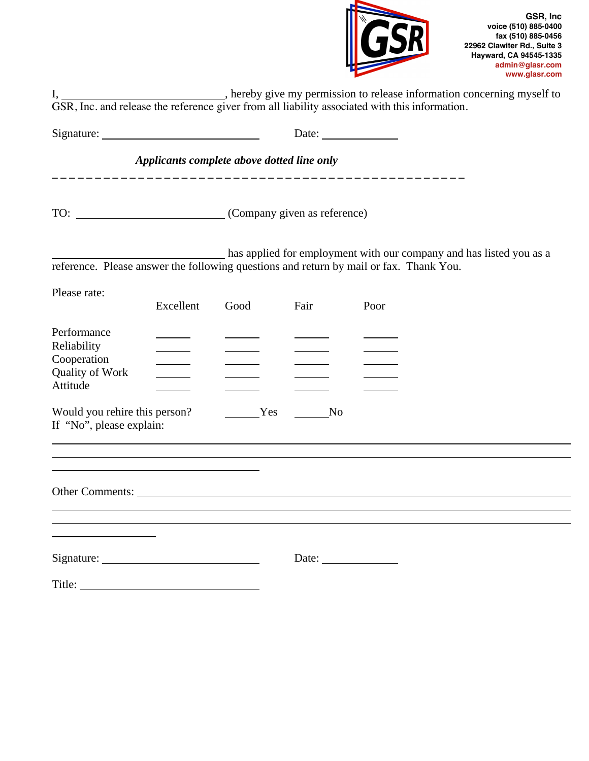**GSR, Inc**
**voice (510) 885-0400**
**fax (510) 885-0456**
**22962 Clawiter Rd., Suite 3**
**Hayward, CA 94545-1335**
**admin@glasr.com**
**www.glasr.com**

I, ____________________________, hereby give my permission to release information concerning myself to GSR, Inc. and release the reference giver from all liability associated with this information.

Signature: ____________________________ Date: _____________

***Applicants complete above dotted line only***

- - - - - - - - - - - - - - - - - - - - - - - - - - - - - - - - - - - - - - - - - - - - - - - - - - - - -

TO: __________________________ (Company given as reference)

______________________________ has applied for employment with our company and has listed you as a reference. Please answer the following questions and return by mail or fax. Thank You.

Please rate:

| | Excellent | Good | Fair | Poor |
|---|---|---|---|---|
| Performance | ______ | ______ | ______ | ______ |
| Reliability | ______ | ______ | ______ | ______ |
| Cooperation | ______ | ______ | ______ | ______ |
| Quality of Work | ______ | ______ | ______ | ______ |
| Attitude | ______ | ______ | ______ | ______ |

Would you rehire this person? ______Yes ______No

If "No", please explain:

______________________________________________________________________________

______________________________________________________________________________

____________________________________

Other Comments: _______________________________________________________________

______________________________________________________________________________

______________________________________________________________________________

__________________

Signature: ____________________________ Date: _____________

Title: ______________________________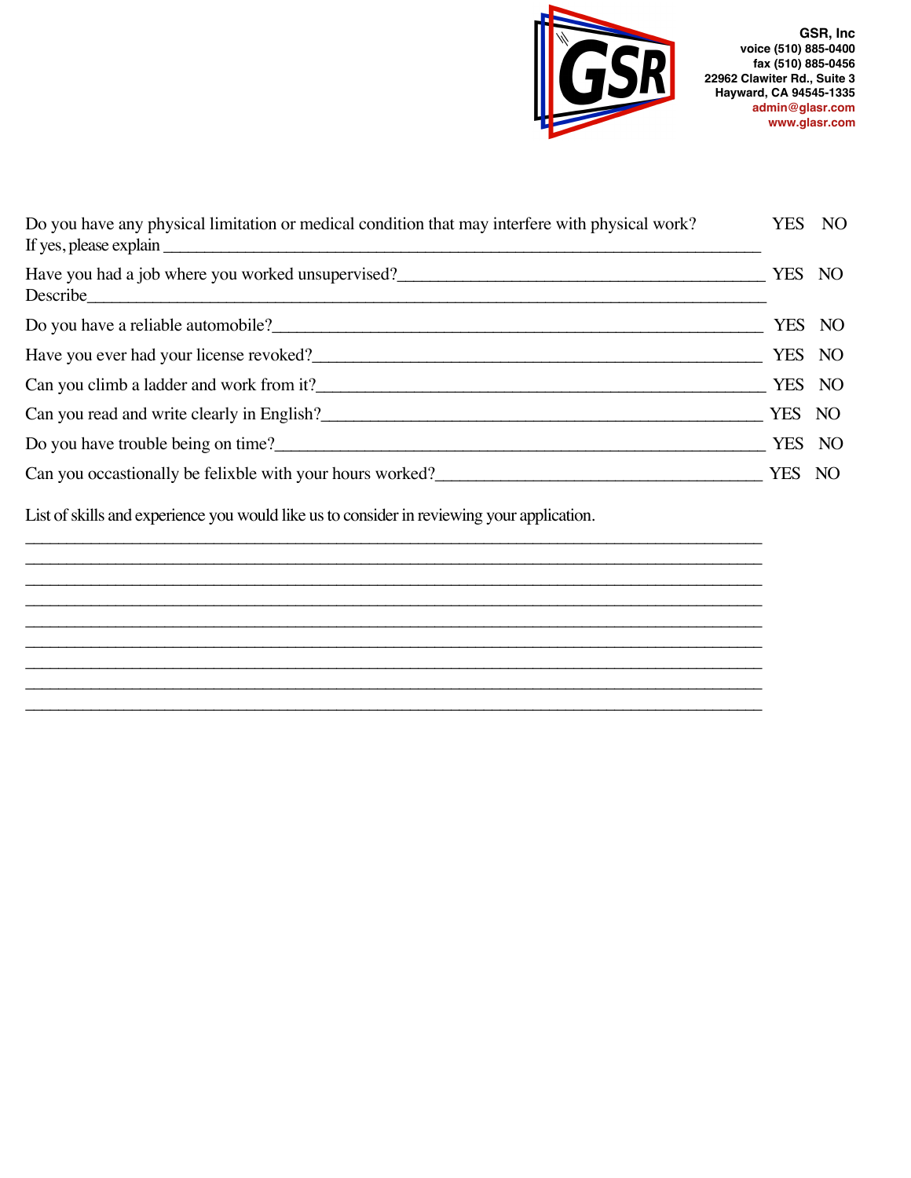**GSR, Inc**
voice (510) 885-0400
fax (510) 885-0456
22962 Clawiter Rd., Suite 3
Hayward, CA 94545-1335
admin@glasr.com
www.glasr.com

Do you have any physical limitation or medical condition that may interfere with physical work? YES NO
If yes, please explain ___________________________________________________________________

Have you had a job where you worked unsupervised?_______________________________________ YES NO
Describe_______________________________________________________________________________

Do you have a reliable automobile?_______________________________________________________ YES NO

Have you ever had your license revoked?___________________________________________________ YES NO

Can you climb a ladder and work from it?__________________________________________________ YES NO

Can you read and write clearly in English?_________________________________________________ YES NO

Do you have trouble being on time?_______________________________________________________ YES NO

Can you occastionally be felixble with your hours worked?____________________________________ YES NO

List of skills and experience you would like us to consider in reviewing your application.

_______________________________________________________________________________________
_______________________________________________________________________________________
_______________________________________________________________________________________
_______________________________________________________________________________________
_______________________________________________________________________________________
_______________________________________________________________________________________
_______________________________________________________________________________________
_______________________________________________________________________________________
_______________________________________________________________________________________